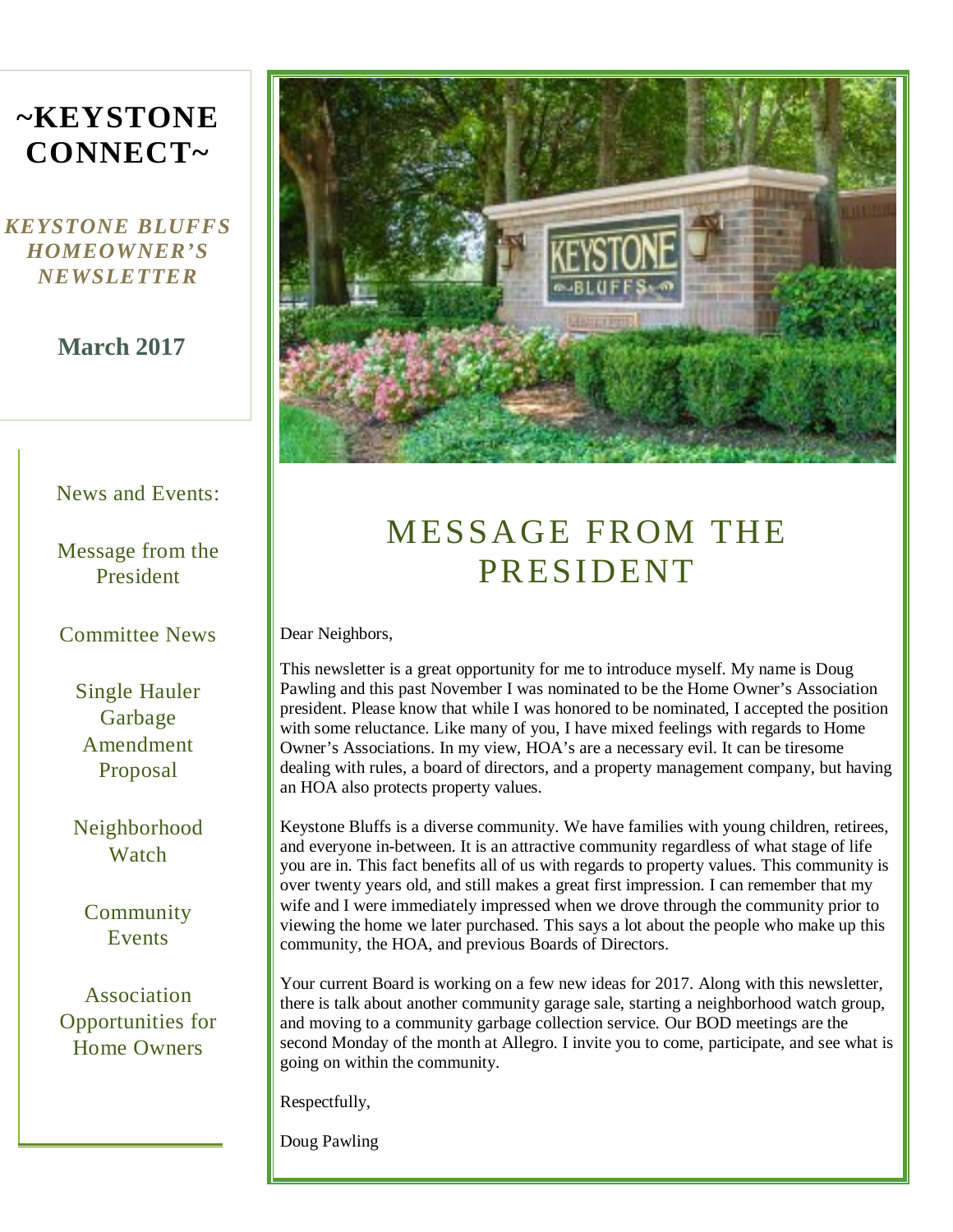# ~KEYSTONE CONNECT~

***KEYSTONE BLUFFS HOMEOWNER'S NEWSLETTER***

**March 2017**

News and Events:

- Message from the President
- Committee News
- Single Hauler Garbage Amendment Proposal
- Neighborhood Watch
- Community Events
- Association Opportunities for Home Owners

## MESSAGE FROM THE PRESIDENT

Dear Neighbors,

This newsletter is a great opportunity for me to introduce myself. My name is Doug Pawling and this past November I was nominated to be the Home Owner's Association president. Please know that while I was honored to be nominated, I accepted the position with some reluctance. Like many of you, I have mixed feelings with regards to Home Owner's Associations. In my view, HOA's are a necessary evil. It can be tiresome dealing with rules, a board of directors, and a property management company, but having an HOA also protects property values.

Keystone Bluffs is a diverse community. We have families with young children, retirees, and everyone in-between. It is an attractive community regardless of what stage of life you are in. This fact benefits all of us with regards to property values. This community is over twenty years old, and still makes a great first impression. I can remember that my wife and I were immediately impressed when we drove through the community prior to viewing the home we later purchased. This says a lot about the people who make up this community, the HOA, and previous Boards of Directors.

Your current Board is working on a few new ideas for 2017. Along with this newsletter, there is talk about another community garage sale, starting a neighborhood watch group, and moving to a community garbage collection service. Our BOD meetings are the second Monday of the month at Allegro. I invite you to come, participate, and see what is going on within the community.

Respectfully,

Doug Pawling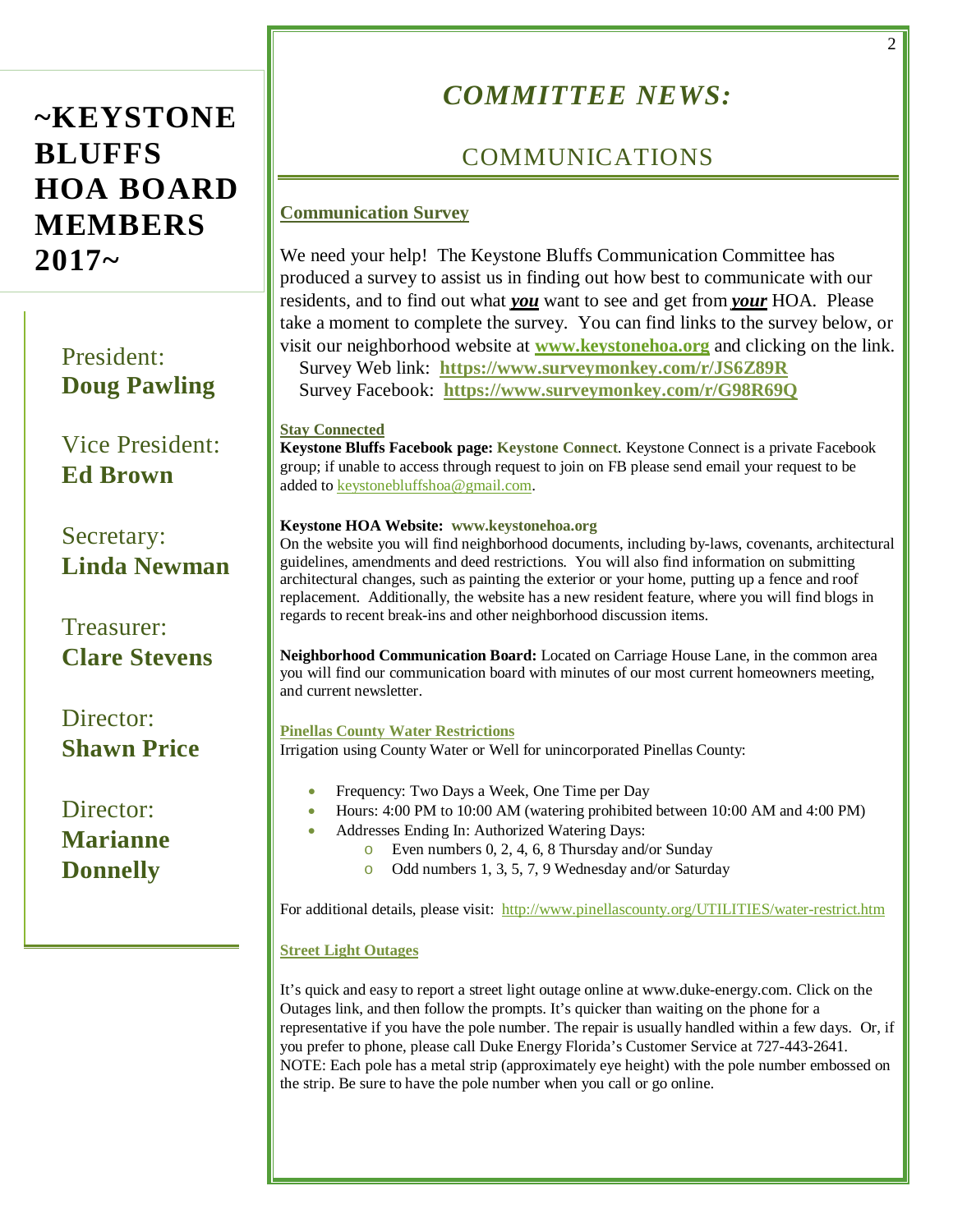# ~KEYSTONE BLUFFS HOA BOARD MEMBERS 2017~

President:
**Doug Pawling**

Vice President:
**Ed Brown**

Secretary:
**Linda Newman**

Treasurer:
**Clare Stevens**

Director:
**Shawn Price**

Director:
**Marianne Donnelly**

# *COMMITTEE NEWS:*

## COMMUNICATIONS

### Communication Survey

We need your help! The Keystone Bluffs Communication Committee has produced a survey to assist us in finding out how best to communicate with our residents, and to find out what ***you*** want to see and get from ***your*** HOA. Please take a moment to complete the survey. You can find links to the survey below, or visit our neighborhood website at **www.keystonehoa.org** and clicking on the link.

Survey Web link: **https://www.surveymonkey.com/r/JS6Z89R**
Survey Facebook: **https://www.surveymonkey.com/r/G98R69Q**

#### Stay Connected

**Keystone Bluffs Facebook page: Keystone Connect**. Keystone Connect is a private Facebook group; if unable to access through request to join on FB please send email your request to be added to keystonebluffshoa@gmail.com.

**Keystone HOA Website: www.keystonehoa.org**
On the website you will find neighborhood documents, including by-laws, covenants, architectural guidelines, amendments and deed restrictions. You will also find information on submitting architectural changes, such as painting the exterior or your home, putting up a fence and roof replacement. Additionally, the website has a new resident feature, where you will find blogs in regards to recent break-ins and other neighborhood discussion items.

**Neighborhood Communication Board:** Located on Carriage House Lane, in the common area you will find our communication board with minutes of our most current homeowners meeting, and current newsletter.

#### Pinellas County Water Restrictions

Irrigation using County Water or Well for unincorporated Pinellas County:

- Frequency: Two Days a Week, One Time per Day
- Hours: 4:00 PM to 10:00 AM (watering prohibited between 10:00 AM and 4:00 PM)
- Addresses Ending In: Authorized Watering Days:
  - Even numbers 0, 2, 4, 6, 8 Thursday and/or Sunday
  - Odd numbers 1, 3, 5, 7, 9 Wednesday and/or Saturday

For additional details, please visit: http://www.pinellascounty.org/UTILITIES/water-restrict.htm

#### Street Light Outages

It's quick and easy to report a street light outage online at www.duke-energy.com. Click on the Outages link, and then follow the prompts. It's quicker than waiting on the phone for a representative if you have the pole number. The repair is usually handled within a few days. Or, if you prefer to phone, please call Duke Energy Florida's Customer Service at 727-443-2641. NOTE: Each pole has a metal strip (approximately eye height) with the pole number embossed on the strip. Be sure to have the pole number when you call or go online.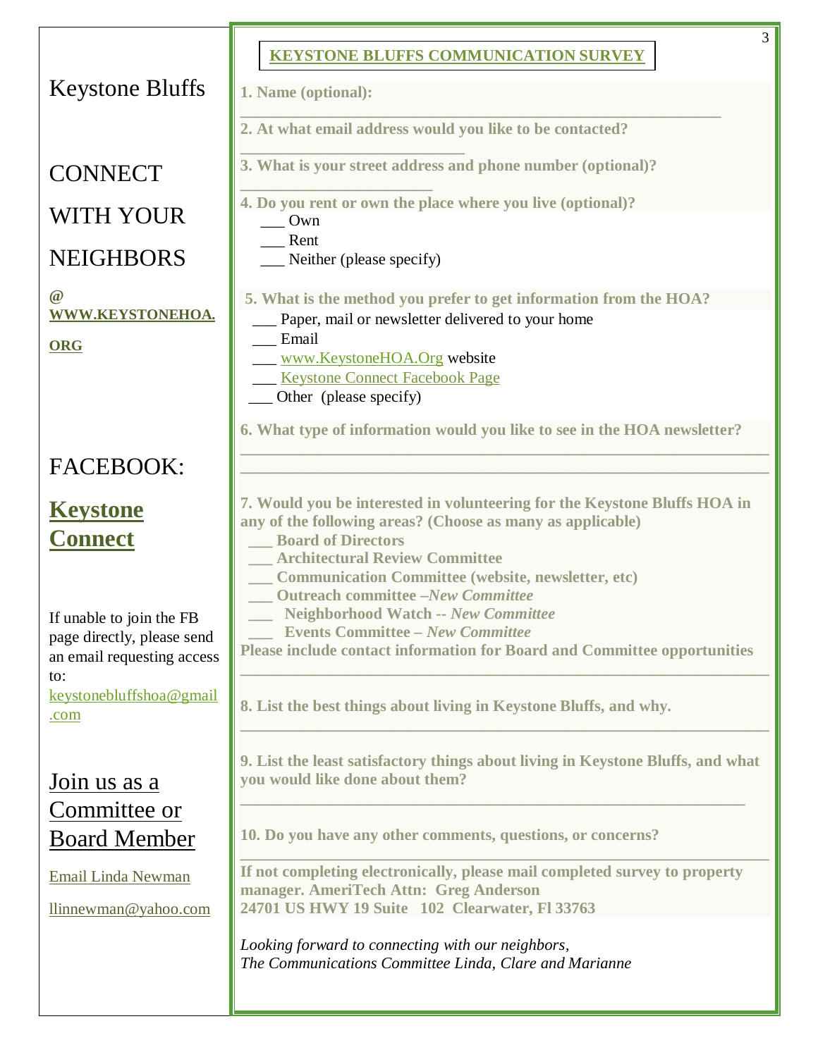Keystone Bluffs

CONNECT WITH YOUR NEIGHBORS

@ **WWW.KEYSTONEHOA.ORG**

FACEBOOK:

**Keystone Connect**

If unable to join the FB page directly, please send an email requesting access to: keystonebluffshoa@gmail.com

Join us as a Committee or Board Member

Email Linda Newman

llinnewman@yahoo.com

## KEYSTONE BLUFFS COMMUNICATION SURVEY

**1. Name (optional):**

___________________________________________________________

**2. At what email address would you like to be contacted?**

___________________________

**3. What is your street address and phone number (optional)?**

_______________________

**4. Do you rent or own the place where you live (optional)?**

___ Own
___ Rent
___ Neither (please specify)

**5. What is the method you prefer to get information from the HOA?**

___ Paper, mail or newsletter delivered to your home
___ Email
___ www.KeystoneHOA.Org website
___ Keystone Connect Facebook Page
___ Other (please specify)

**6. What type of information would you like to see in the HOA newsletter?**

_________________________________________________________________
_________________________________________________________________

**7. Would you be interested in volunteering for the Keystone Bluffs HOA in any of the following areas? (Choose as many as applicable)**

**___ Board of Directors**
**___ Architectural Review Committee**
**___ Communication Committee (website, newsletter, etc)**
**___ Outreach committee –*New Committee***
**___ Neighborhood Watch -- *New Committee***
**___ Events Committee – *New Committee***

**Please include contact information for Board and Committee opportunities**

_________________________________________________________________

**8. List the best things about living in Keystone Bluffs, and why.**

_________________________________________________________________

**9. List the least satisfactory things about living in Keystone Bluffs, and what you would like done about them?**

_______________________________________________________________

**10. Do you have any other comments, questions, or concerns?**

_________________________________________________________________

**If not completing electronically, please mail completed survey to property manager. AmeriTech Attn: Greg Anderson**
**24701 US HWY 19 Suite 102 Clearwater, Fl 33763**

*Looking forward to connecting with our neighbors,*
*The Communications Committee Linda, Clare and Marianne*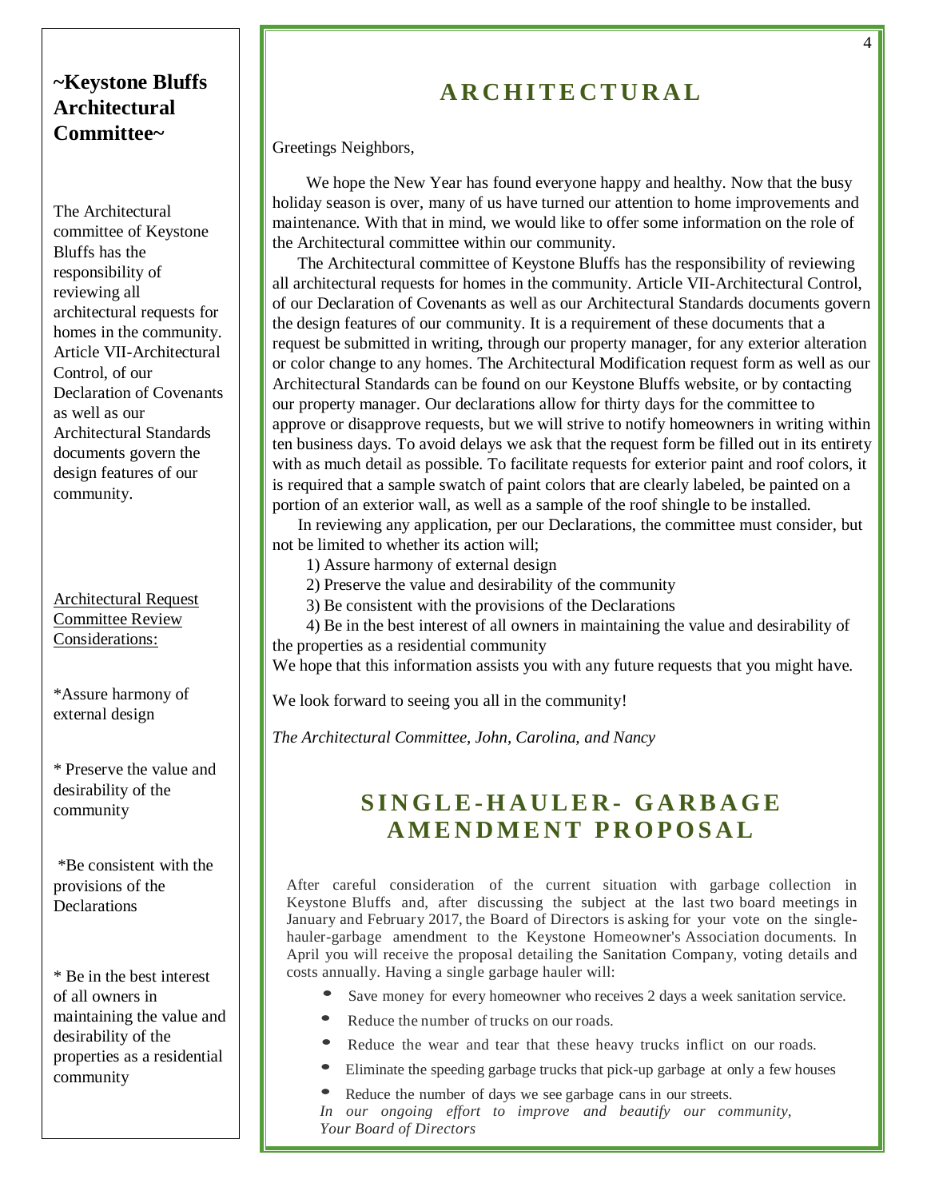## ~Keystone Bluffs Architectural Committee~

The Architectural committee of Keystone Bluffs has the responsibility of reviewing all architectural requests for homes in the community. Article VII-Architectural Control, of our Declaration of Covenants as well as our Architectural Standards documents govern the design features of our community.

Architectural Request Committee Review Considerations:

*Assure harmony of external design

* Preserve the value and desirability of the community

*Be consistent with the provisions of the Declarations

* Be in the best interest of all owners in maintaining the value and desirability of the properties as a residential community

## ARCHITECTURAL

Greetings Neighbors,

We hope the New Year has found everyone happy and healthy. Now that the busy holiday season is over, many of us have turned our attention to home improvements and maintenance. With that in mind, we would like to offer some information on the role of the Architectural committee within our community.

The Architectural committee of Keystone Bluffs has the responsibility of reviewing all architectural requests for homes in the community. Article VII-Architectural Control, of our Declaration of Covenants as well as our Architectural Standards documents govern the design features of our community. It is a requirement of these documents that a request be submitted in writing, through our property manager, for any exterior alteration or color change to any homes. The Architectural Modification request form as well as our Architectural Standards can be found on our Keystone Bluffs website, or by contacting our property manager. Our declarations allow for thirty days for the committee to approve or disapprove requests, but we will strive to notify homeowners in writing within ten business days. To avoid delays we ask that the request form be filled out in its entirety with as much detail as possible. To facilitate requests for exterior paint and roof colors, it is required that a sample swatch of paint colors that are clearly labeled, be painted on a portion of an exterior wall, as well as a sample of the roof shingle to be installed.

In reviewing any application, per our Declarations, the committee must consider, but not be limited to whether its action will;

1) Assure harmony of external design
2) Preserve the value and desirability of the community
3) Be consistent with the provisions of the Declarations
4) Be in the best interest of all owners in maintaining the value and desirability of the properties as a residential community

We hope that this information assists you with any future requests that you might have.

We look forward to seeing you all in the community!

*The Architectural Committee, John, Carolina, and Nancy*

## SINGLE-HAULER- GARBAGE AMENDMENT PROPOSAL

After careful consideration of the current situation with garbage collection in Keystone Bluffs and, after discussing the subject at the last two board meetings in January and February 2017, the Board of Directors is asking for your vote on the single-hauler-garbage amendment to the Keystone Homeowner's Association documents. In April you will receive the proposal detailing the Sanitation Company, voting details and costs annually. Having a single garbage hauler will:

- Save money for every homeowner who receives 2 days a week sanitation service.
- Reduce the number of trucks on our roads.
- Reduce the wear and tear that these heavy trucks inflict on our roads.
- Eliminate the speeding garbage trucks that pick-up garbage at only a few houses
- Reduce the number of days we see garbage cans in our streets.

*In our ongoing effort to improve and beautify our community,*
*Your Board of Directors*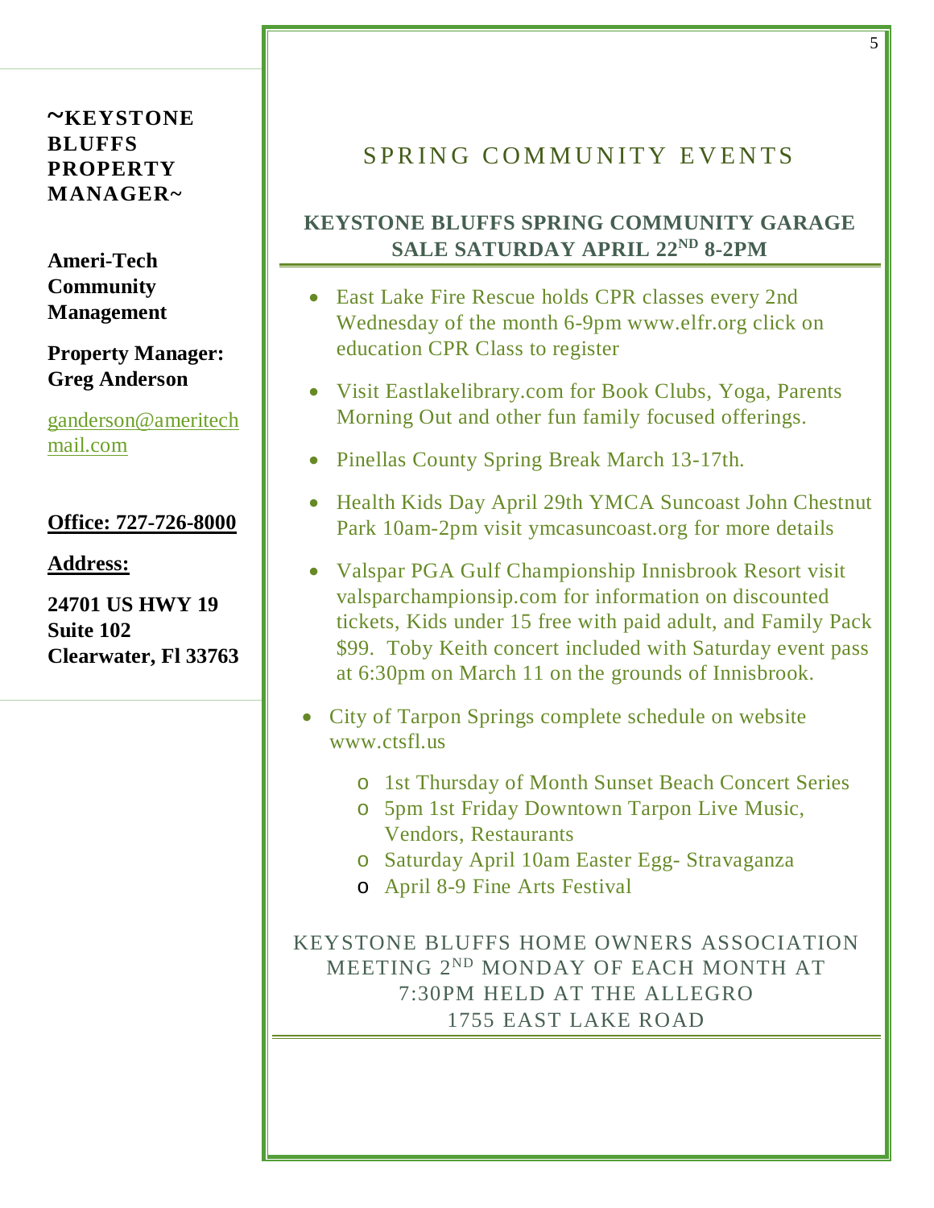**~KEYSTONE BLUFFS PROPERTY MANAGER~**

**Ameri-Tech Community Management**

**Property Manager: Greg Anderson**

ganderson@ameritechmail.com

**Office: 727-726-8000**

**Address:**

**24701 US HWY 19**
**Suite 102**
**Clearwater, Fl 33763**

## SPRING COMMUNITY EVENTS

### KEYSTONE BLUFFS SPRING COMMUNITY GARAGE SALE SATURDAY APRIL 22ND 8-2PM

- East Lake Fire Rescue holds CPR classes every 2nd Wednesday of the month 6-9pm www.elfr.org click on education CPR Class to register
- Visit Eastlakelibrary.com for Book Clubs, Yoga, Parents Morning Out and other fun family focused offerings.
- Pinellas County Spring Break March 13-17th.
- Health Kids Day April 29th YMCA Suncoast John Chestnut Park 10am-2pm visit ymcasuncoast.org for more details
- Valspar PGA Gulf Championship Innisbrook Resort visit valsparchampionsip.com for information on discounted tickets, Kids under 15 free with paid adult, and Family Pack $99. Toby Keith concert included with Saturday event pass at 6:30pm on March 11 on the grounds of Innisbrook.
- City of Tarpon Springs complete schedule on website www.ctsfl.us
  - 1st Thursday of Month Sunset Beach Concert Series
  - 5pm 1st Friday Downtown Tarpon Live Music, Vendors, Restaurants
  - Saturday April 10am Easter Egg- Stravaganza
  - April 8-9 Fine Arts Festival

KEYSTONE BLUFFS HOME OWNERS ASSOCIATION MEETING 2ND MONDAY OF EACH MONTH AT 7:30PM HELD AT THE ALLEGRO 1755 EAST LAKE ROAD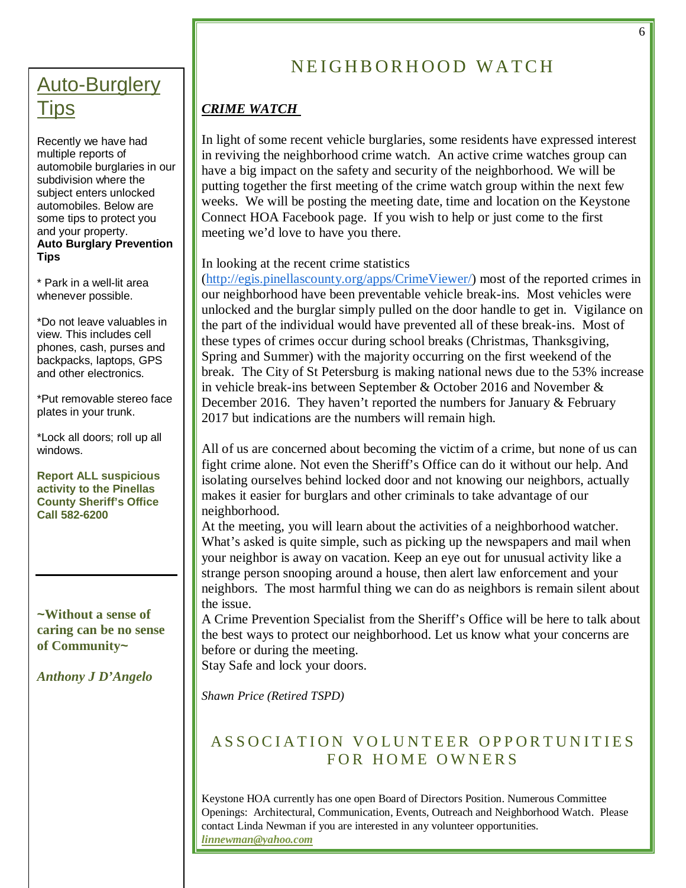## Auto-Burglery Tips

Recently we have had multiple reports of automobile burglaries in our subdivision where the subject enters unlocked automobiles. Below are some tips to protect you and your property.

**Auto Burglary Prevention Tips**

* Park in a well-lit area whenever possible.

*Do not leave valuables in view. This includes cell phones, cash, purses and backpacks, laptops, GPS and other electronics.

*Put removable stereo face plates in your trunk.

*Lock all doors; roll up all windows.

**Report ALL suspicious activity to the Pinellas County Sheriff's Office Call 582-6200**

---

**~Without a sense of caring can be no sense of Community~**

***Anthony J D'Angelo***

# NEIGHBORHOOD WATCH

***CRIME WATCH***

In light of some recent vehicle burglaries, some residents have expressed interest in reviving the neighborhood crime watch. An active crime watches group can have a big impact on the safety and security of the neighborhood. We will be putting together the first meeting of the crime watch group within the next few weeks. We will be posting the meeting date, time and location on the Keystone Connect HOA Facebook page. If you wish to help or just come to the first meeting we'd love to have you there.

In looking at the recent crime statistics (http://egis.pinellascounty.org/apps/CrimeViewer/) most of the reported crimes in our neighborhood have been preventable vehicle break-ins. Most vehicles were unlocked and the burglar simply pulled on the door handle to get in. Vigilance on the part of the individual would have prevented all of these break-ins. Most of these types of crimes occur during school breaks (Christmas, Thanksgiving, Spring and Summer) with the majority occurring on the first weekend of the break. The City of St Petersburg is making national news due to the 53% increase in vehicle break-ins between September & October 2016 and November & December 2016. They haven't reported the numbers for January & February 2017 but indications are the numbers will remain high.

All of us are concerned about becoming the victim of a crime, but none of us can fight crime alone. Not even the Sheriff's Office can do it without our help. And isolating ourselves behind locked door and not knowing our neighbors, actually makes it easier for burglars and other criminals to take advantage of our neighborhood.

At the meeting, you will learn about the activities of a neighborhood watcher. What's asked is quite simple, such as picking up the newspapers and mail when your neighbor is away on vacation. Keep an eye out for unusual activity like a strange person snooping around a house, then alert law enforcement and your neighbors. The most harmful thing we can do as neighbors is remain silent about the issue.

A Crime Prevention Specialist from the Sheriff's Office will be here to talk about the best ways to protect our neighborhood. Let us know what your concerns are before or during the meeting.

Stay Safe and lock your doors.

*Shawn Price (Retired TSPD)*

# ASSOCIATION VOLUNTEER OPPORTUNITIES FOR HOME OWNERS

Keystone HOA currently has one open Board of Directors Position. Numerous Committee Openings: Architectural, Communication, Events, Outreach and Neighborhood Watch. Please contact Linda Newman if you are interested in any volunteer opportunities.

***linnewman@yahoo.com***